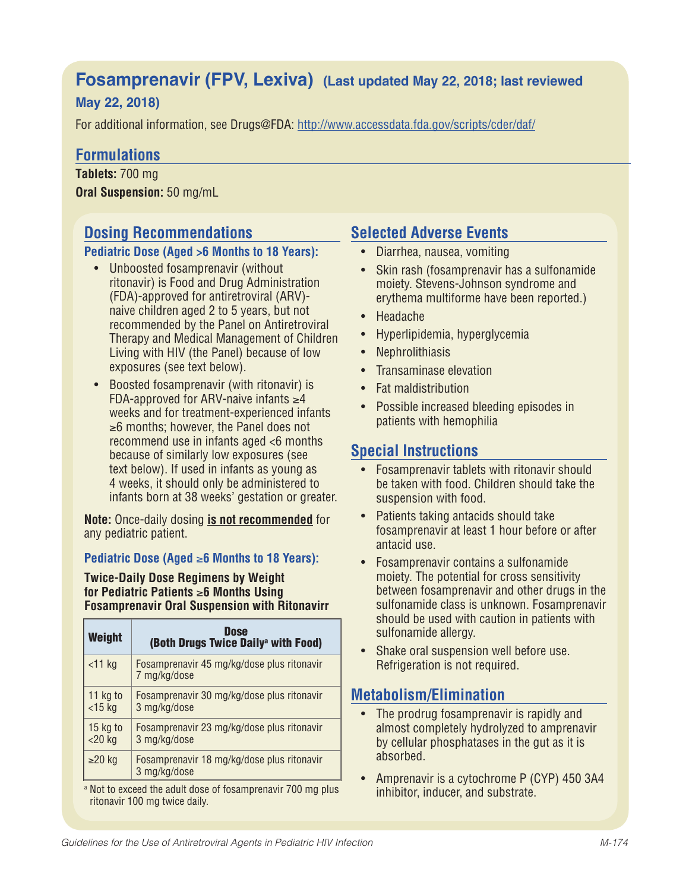# Fosamprenavir (FPV, Lexiva) (Last updated May 22, 2018; last reviewed May 22, 2018)

For additional information, see Drugs@FDA: http://www.accessdata.fda.gov/scripts/cder/daf/

## Formulations

**Tablets:** 700 mg

**Oral Suspension:** 50 mg/mL

## Dosing Recommendations

### Pediatric Dose (Aged >6 Months to 18 Years):

- Unboosted fosamprenavir (without ritonavir) is Food and Drug Administration (FDA)-approved for antiretroviral (ARV)-naive children aged 2 to 5 years, but not recommended by the Panel on Antiretroviral Therapy and Medical Management of Children Living with HIV (the Panel) because of low exposures (see text below).
- Boosted fosamprenavir (with ritonavir) is FDA-approved for ARV-naive infants ≥4 weeks and for treatment-experienced infants ≥6 months; however, the Panel does not recommend use in infants aged <6 months because of similarly low exposures (see text below). If used in infants as young as 4 weeks, it should only be administered to infants born at 38 weeks' gestation or greater.

**Note:** Once-daily dosing **is not recommended** for any pediatric patient.

### Pediatric Dose (Aged ≥6 Months to 18 Years):

**Twice-Daily Dose Regimens by Weight for Pediatric Patients ≥6 Months Using Fosamprenavir Oral Suspension with Ritonavirr**

| Weight | Dose (Both Drugs Twice Daily[a] with Food) |
|---|---|
| <11 kg | Fosamprenavir 45 mg/kg/dose plus ritonavir 7 mg/kg/dose |
| 11 kg to <15 kg | Fosamprenavir 30 mg/kg/dose plus ritonavir 3 mg/kg/dose |
| 15 kg to <20 kg | Fosamprenavir 23 mg/kg/dose plus ritonavir 3 mg/kg/dose |
| ≥20 kg | Fosamprenavir 18 mg/kg/dose plus ritonavir 3 mg/kg/dose |

[a] Not to exceed the adult dose of fosamprenavir 700 mg plus ritonavir 100 mg twice daily.

## Selected Adverse Events

- Diarrhea, nausea, vomiting
- Skin rash (fosamprenavir has a sulfonamide moiety. Stevens-Johnson syndrome and erythema multiforme have been reported.)
- Headache
- Hyperlipidemia, hyperglycemia
- Nephrolithiasis
- Transaminase elevation
- Fat maldistribution
- Possible increased bleeding episodes in patients with hemophilia

## Special Instructions

- Fosamprenavir tablets with ritonavir should be taken with food. Children should take the suspension with food.
- Patients taking antacids should take fosamprenavir at least 1 hour before or after antacid use.
- Fosamprenavir contains a sulfonamide moiety. The potential for cross sensitivity between fosamprenavir and other drugs in the sulfonamide class is unknown. Fosamprenavir should be used with caution in patients with sulfonamide allergy.
- Shake oral suspension well before use. Refrigeration is not required.

## Metabolism/Elimination

- The prodrug fosamprenavir is rapidly and almost completely hydrolyzed to amprenavir by cellular phosphatases in the gut as it is absorbed.
- Amprenavir is a cytochrome P (CYP) 450 3A4 inhibitor, inducer, and substrate.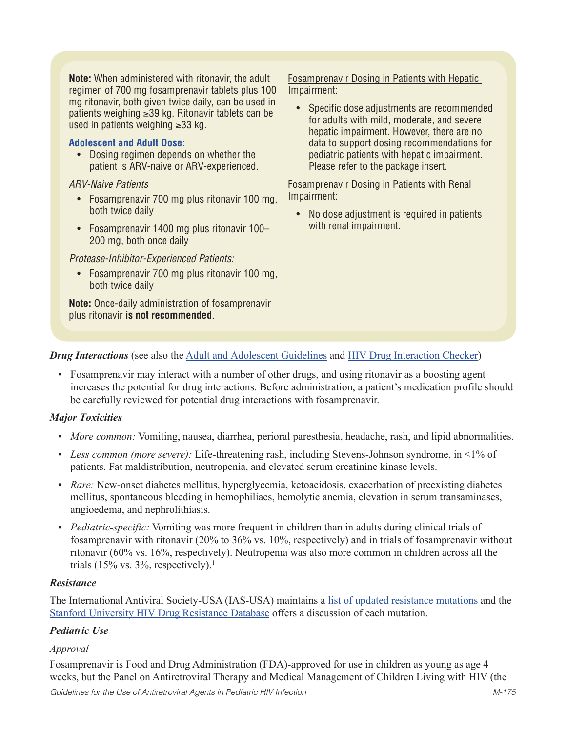**Note:** When administered with ritonavir, the adult regimen of 700 mg fosamprenavir tablets plus 100 mg ritonavir, both given twice daily, can be used in patients weighing ≥39 kg. Ritonavir tablets can be used in patients weighing ≥33 kg.

**Adolescent and Adult Dose:**

- Dosing regimen depends on whether the patient is ARV-naive or ARV-experienced.

*ARV-Naive Patients*

- Fosamprenavir 700 mg plus ritonavir 100 mg, both twice daily
- Fosamprenavir 1400 mg plus ritonavir 100–200 mg, both once daily

*Protease-Inhibitor-Experienced Patients:*

- Fosamprenavir 700 mg plus ritonavir 100 mg, both twice daily

**Note:** Once-daily administration of fosamprenavir plus ritonavir **is not recommended**.

Fosamprenavir Dosing in Patients with Hepatic Impairment:

- Specific dose adjustments are recommended for adults with mild, moderate, and severe hepatic impairment. However, there are no data to support dosing recommendations for pediatric patients with hepatic impairment. Please refer to the package insert.

Fosamprenavir Dosing in Patients with Renal Impairment:

- No dose adjustment is required in patients with renal impairment.

***Drug Interactions*** (see also the Adult and Adolescent Guidelines and HIV Drug Interaction Checker)

- Fosamprenavir may interact with a number of other drugs, and using ritonavir as a boosting agent increases the potential for drug interactions. Before administration, a patient's medication profile should be carefully reviewed for potential drug interactions with fosamprenavir.

***Major Toxicities***

- *More common:* Vomiting, nausea, diarrhea, perioral paresthesia, headache, rash, and lipid abnormalities.
- *Less common (more severe):* Life-threatening rash, including Stevens-Johnson syndrome, in <1% of patients. Fat maldistribution, neutropenia, and elevated serum creatinine kinase levels.
- *Rare:* New-onset diabetes mellitus, hyperglycemia, ketoacidosis, exacerbation of preexisting diabetes mellitus, spontaneous bleeding in hemophiliacs, hemolytic anemia, elevation in serum transaminases, angioedema, and nephrolithiasis.
- *Pediatric-specific:* Vomiting was more frequent in children than in adults during clinical trials of fosamprenavir with ritonavir (20% to 36% vs. 10%, respectively) and in trials of fosamprenavir without ritonavir (60% vs. 16%, respectively). Neutropenia was also more common in children across all the trials (15% vs. 3%, respectively).[1]

***Resistance***

The International Antiviral Society-USA (IAS-USA) maintains a list of updated resistance mutations and the Stanford University HIV Drug Resistance Database offers a discussion of each mutation.

***Pediatric Use***

*Approval*

Fosamprenavir is Food and Drug Administration (FDA)-approved for use in children as young as age 4 weeks, but the Panel on Antiretroviral Therapy and Medical Management of Children Living with HIV (the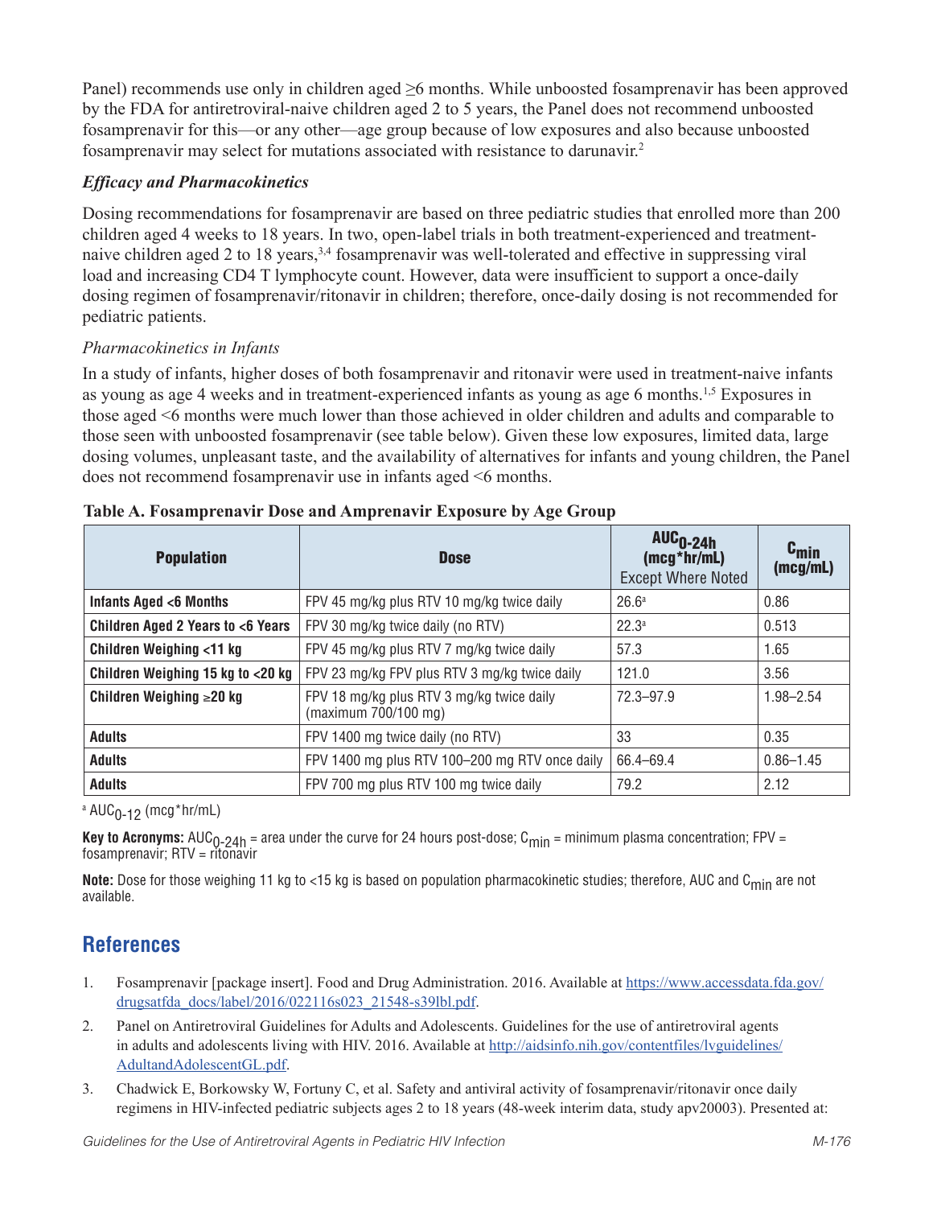Panel) recommends use only in children aged ≥6 months. While unboosted fosamprenavir has been approved by the FDA for antiretroviral-naive children aged 2 to 5 years, the Panel does not recommend unboosted fosamprenavir for this—or any other—age group because of low exposures and also because unboosted fosamprenavir may select for mutations associated with resistance to darunavir.[2]

### *Efficacy and Pharmacokinetics*

Dosing recommendations for fosamprenavir are based on three pediatric studies that enrolled more than 200 children aged 4 weeks to 18 years. In two, open-label trials in both treatment-experienced and treatment-naive children aged 2 to 18 years,[3,4] fosamprenavir was well-tolerated and effective in suppressing viral load and increasing CD4 T lymphocyte count. However, data were insufficient to support a once-daily dosing regimen of fosamprenavir/ritonavir in children; therefore, once-daily dosing is not recommended for pediatric patients.

*Pharmacokinetics in Infants*

In a study of infants, higher doses of both fosamprenavir and ritonavir were used in treatment-naive infants as young as age 4 weeks and in treatment-experienced infants as young as age 6 months.[1,5] Exposures in those aged <6 months were much lower than those achieved in older children and adults and comparable to those seen with unboosted fosamprenavir (see table below). Given these low exposures, limited data, large dosing volumes, unpleasant taste, and the availability of alternatives for infants and young children, the Panel does not recommend fosamprenavir use in infants aged <6 months.

**Table A. Fosamprenavir Dose and Amprenavir Exposure by Age Group**

| Population | Dose | $AUC_{0\text{-}24h}$ (mcg*hr/mL) Except Where Noted | $C_{min}$ (mcg/mL) |
|---|---|---|---|
| **Infants Aged <6 Months** | FPV 45 mg/kg plus RTV 10 mg/kg twice daily | 26.6[a] | 0.86 |
| **Children Aged 2 Years to <6 Years** | FPV 30 mg/kg twice daily (no RTV) | 22.3[a] | 0.513 |
| **Children Weighing <11 kg** | FPV 45 mg/kg plus RTV 7 mg/kg twice daily | 57.3 | 1.65 |
| **Children Weighing 15 kg to <20 kg** | FPV 23 mg/kg FPV plus RTV 3 mg/kg twice daily | 121.0 | 3.56 |
| **Children Weighing ≥20 kg** | FPV 18 mg/kg plus RTV 3 mg/kg twice daily (maximum 700/100 mg) | 72.3–97.9 | 1.98–2.54 |
| **Adults** | FPV 1400 mg twice daily (no RTV) | 33 | 0.35 |
| **Adults** | FPV 1400 mg plus RTV 100–200 mg RTV once daily | 66.4–69.4 | 0.86–1.45 |
| **Adults** | FPV 700 mg plus RTV 100 mg twice daily | 79.2 | 2.12 |

[a] $AUC_{0\text{-}12}$ (mcg*hr/mL)

**Key to Acronyms:** $AUC_{0\text{-}24h}$ = area under the curve for 24 hours post-dose; $C_{min}$ = minimum plasma concentration; FPV = fosamprenavir; RTV = ritonavir

**Note:** Dose for those weighing 11 kg to <15 kg is based on population pharmacokinetic studies; therefore, AUC and $C_{min}$ are not available.

## References

1. Fosamprenavir [package insert]. Food and Drug Administration. 2016. Available at https://www.accessdata.fda.gov/drugsatfda_docs/label/2016/022116s023_21548-s39lbl.pdf.
2. Panel on Antiretroviral Guidelines for Adults and Adolescents. Guidelines for the use of antiretroviral agents in adults and adolescents living with HIV. 2016. Available at http://aidsinfo.nih.gov/contentfiles/lvguidelines/AdultandAdolescentGL.pdf.
3. Chadwick E, Borkowsky W, Fortuny C, et al. Safety and antiviral activity of fosamprenavir/ritonavir once daily regimens in HIV-infected pediatric subjects ages 2 to 18 years (48-week interim data, study apv20003). Presented at: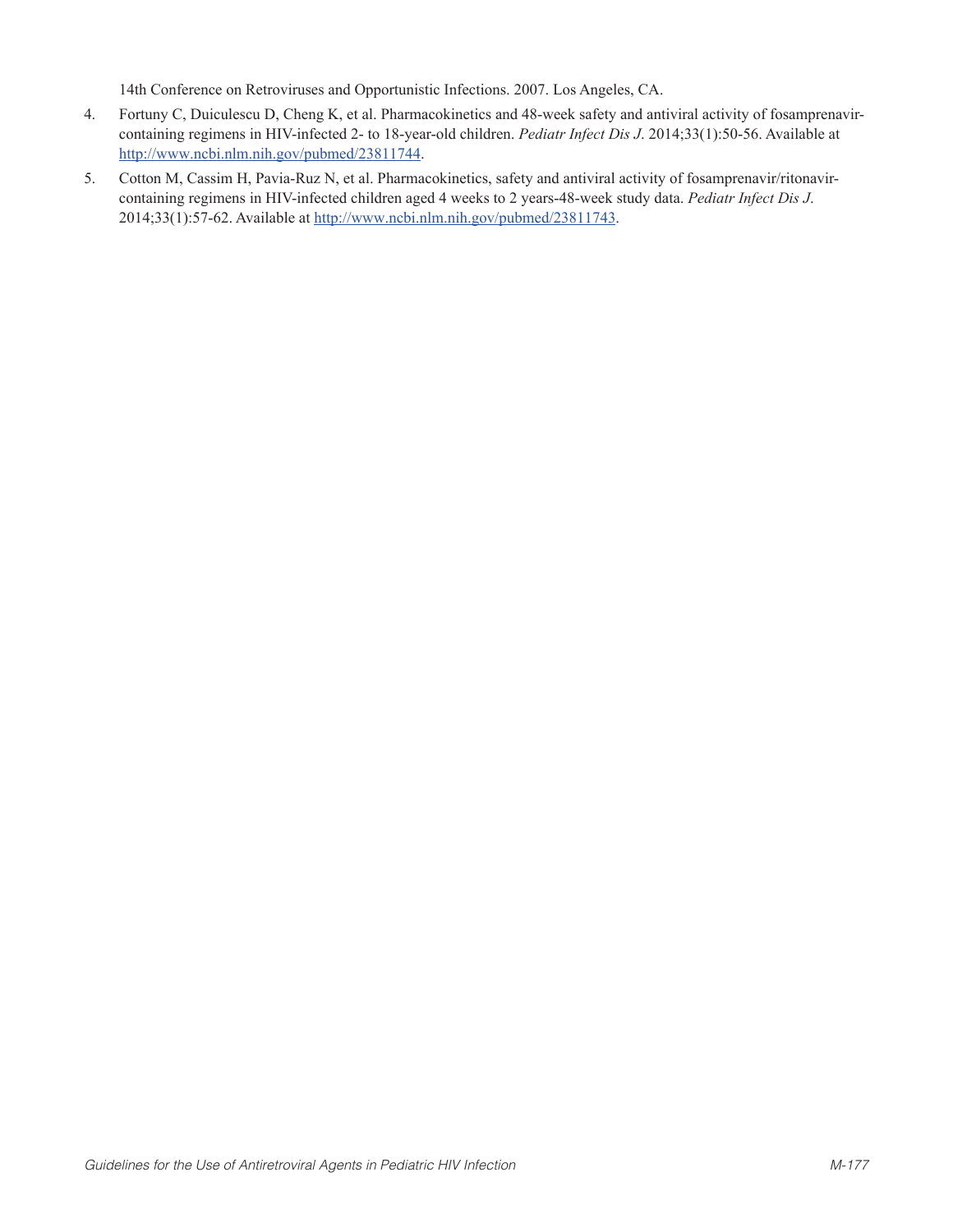14th Conference on Retroviruses and Opportunistic Infections. 2007. Los Angeles, CA.

4. Fortuny C, Duiculescu D, Cheng K, et al. Pharmacokinetics and 48-week safety and antiviral activity of fosamprenavir-containing regimens in HIV-infected 2- to 18-year-old children. *Pediatr Infect Dis J*. 2014;33(1):50-56. Available at http://www.ncbi.nlm.nih.gov/pubmed/23811744.
5. Cotton M, Cassim H, Pavia-Ruz N, et al. Pharmacokinetics, safety and antiviral activity of fosamprenavir/ritonavir-containing regimens in HIV-infected children aged 4 weeks to 2 years-48-week study data. *Pediatr Infect Dis J*. 2014;33(1):57-62. Available at http://www.ncbi.nlm.nih.gov/pubmed/23811743.